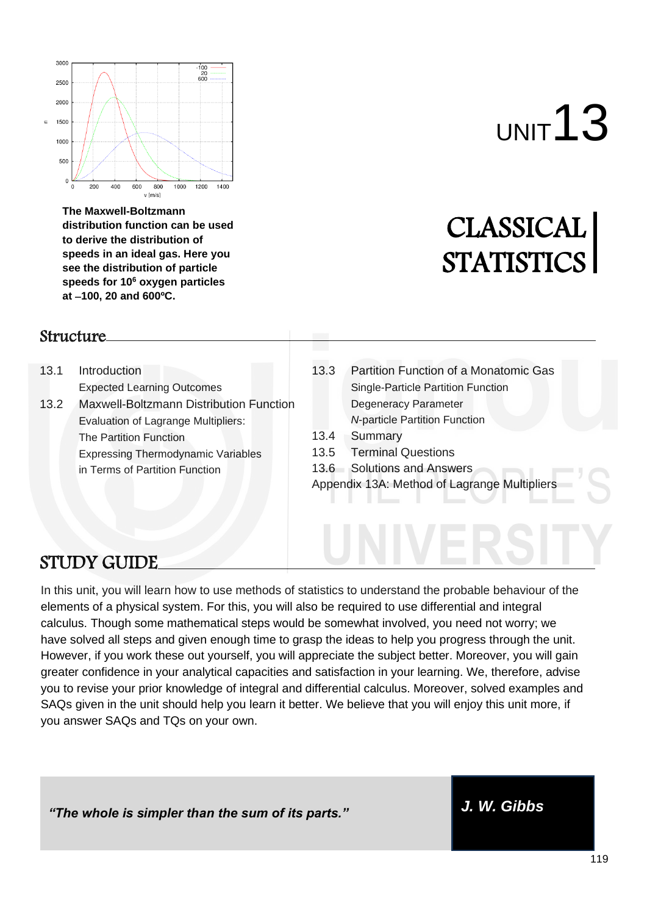The Maxwell-Boltzmann distribution function can be used to derive the distribution of speeds in an ideal gas. Here you see the distribution of particle speeds for $10^6$ oxygen particles at –100, 20 and 600ºC.

# UNIT 13

# CLASSICAL STATISTICS

## Structure

13.1 Introduction
- Expected Learning Outcomes

13.2 Maxwell-Boltzmann Distribution Function
- Evaluation of Lagrange Multipliers: The Partition Function
- Expressing Thermodynamic Variables in Terms of Partition Function

13.3 Partition Function of a Monatomic Gas
- Single-Particle Partition Function
- Degeneracy Parameter
- *N*-particle Partition Function

13.4 Summary

13.5 Terminal Questions

13.6 Solutions and Answers

Appendix 13A: Method of Lagrange Multipliers

## STUDY GUIDE

In this unit, you will learn how to use methods of statistics to understand the probable behaviour of the elements of a physical system. For this, you will also be required to use differential and integral calculus. Though some mathematical steps would be somewhat involved, you need not worry; we have solved all steps and given enough time to grasp the ideas to help you progress through the unit. However, if you work these out yourself, you will appreciate the subject better. Moreover, you will gain greater confidence in your analytical capacities and satisfaction in your learning. We, therefore, advise you to revise your prior knowledge of integral and differential calculus. Moreover, solved examples and SAQs given in the unit should help you learn it better. We believe that you will enjoy this unit more, if you answer SAQs and TQs on your own.

***"The whole is simpler than the sum of its parts."***

***J. W. Gibbs***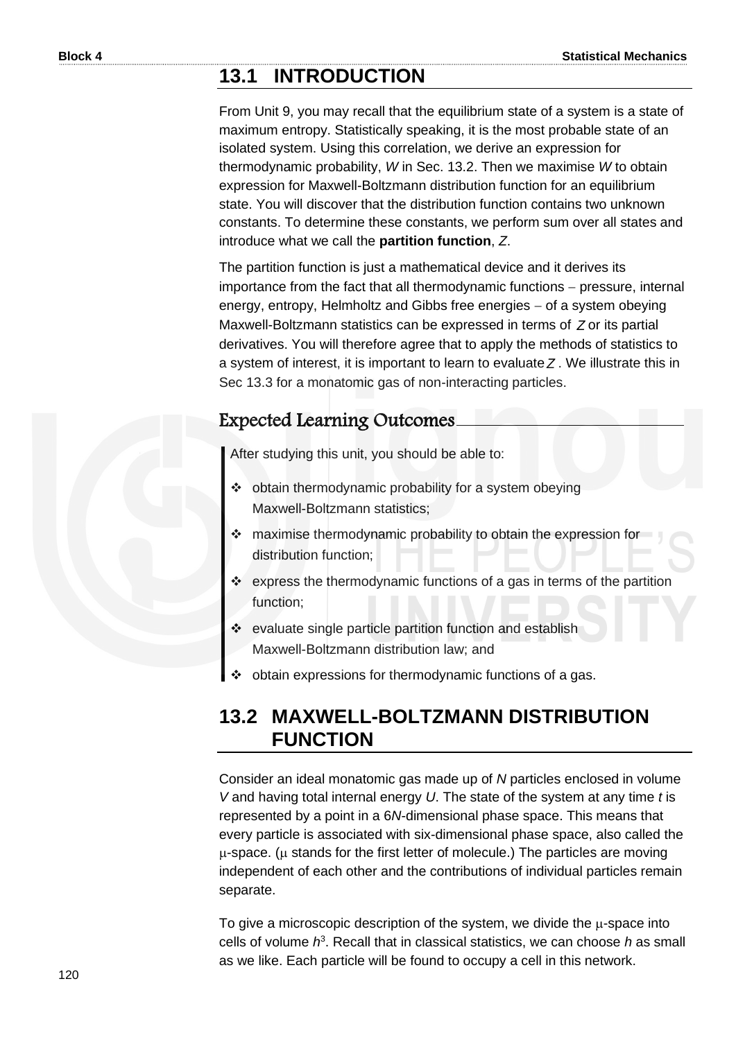## 13.1 INTRODUCTION

From Unit 9, you may recall that the equilibrium state of a system is a state of maximum entropy. Statistically speaking, it is the most probable state of an isolated system. Using this correlation, we derive an expression for thermodynamic probability, $W$ in Sec. 13.2. Then we maximise $W$ to obtain expression for Maxwell-Boltzmann distribution function for an equilibrium state. You will discover that the distribution function contains two unknown constants. To determine these constants, we perform sum over all states and introduce what we call the **partition function**, $Z$.

The partition function is just a mathematical device and it derives its importance from the fact that all thermodynamic functions – pressure, internal energy, entropy, Helmholtz and Gibbs free energies – of a system obeying Maxwell-Boltzmann statistics can be expressed in terms of $Z$ or its partial derivatives. You will therefore agree that to apply the methods of statistics to a system of interest, it is important to learn to evaluate $Z$. We illustrate this in Sec 13.3 for a monatomic gas of non-interacting particles.

### Expected Learning Outcomes

After studying this unit, you should be able to:

- obtain thermodynamic probability for a system obeying Maxwell-Boltzmann statistics;
- maximise thermodynamic probability to obtain the expression for distribution function;
- express the thermodynamic functions of a gas in terms of the partition function;
- evaluate single particle partition function and establish Maxwell-Boltzmann distribution law; and
- obtain expressions for thermodynamic functions of a gas.

## 13.2 MAXWELL-BOLTZMANN DISTRIBUTION FUNCTION

Consider an ideal monatomic gas made up of $N$ particles enclosed in volume $V$ and having total internal energy $U$. The state of the system at any time $t$ is represented by a point in a $6N$-dimensional phase space. This means that every particle is associated with six-dimensional phase space, also called the $\mu$-space. ($\mu$ stands for the first letter of molecule.) The particles are moving independent of each other and the contributions of individual particles remain separate.

To give a microscopic description of the system, we divide the $\mu$-space into cells of volume $h^3$. Recall that in classical statistics, we can choose $h$ as small as we like. Each particle will be found to occupy a cell in this network.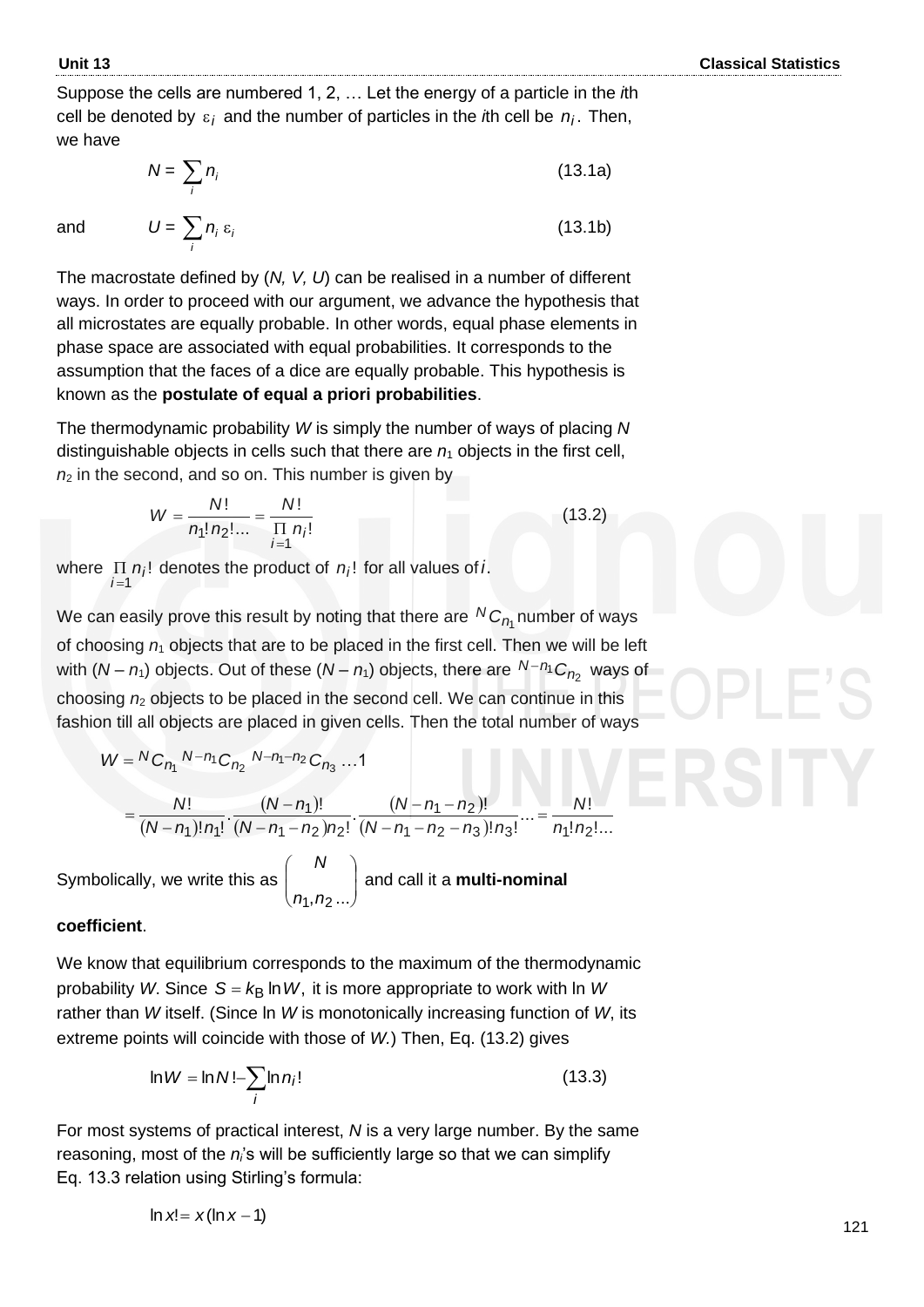Suppose the cells are numbered 1, 2, … Let the energy of a particle in the *i*th cell be denoted by $\varepsilon_i$ and the number of particles in the *i*th cell be $n_i$. Then, we have

$$N = \sum_i n_i \tag{13.1a}$$

and

$$U = \sum_i n_i \, \varepsilon_i \tag{13.1b}$$

The macrostate defined by (*N, V, U*) can be realised in a number of different ways. In order to proceed with our argument, we advance the hypothesis that all microstates are equally probable. In other words, equal phase elements in phase space are associated with equal probabilities. It corresponds to the assumption that the faces of a dice are equally probable. This hypothesis is known as the **postulate of equal a priori probabilities**.

The thermodynamic probability *W* is simply the number of ways of placing *N* distinguishable objects in cells such that there are $n_1$ objects in the first cell, $n_2$ in the second, and so on. This number is given by

$$W = \frac{N!}{n_1! n_2! \ldots} = \frac{N!}{\prod\limits_{i=1} n_i!} \tag{13.2}$$

where $\prod\limits_{i=1} n_i!$ denotes the product of $n_i!$ for all values of $i$.

We can easily prove this result by noting that there are ${}^N C_{n_1}$ number of ways of choosing $n_1$ objects that are to be placed in the first cell. Then we will be left with ($N - n_1$) objects. Out of these ($N - n_1$) objects, there are ${}^{N-n_1} C_{n_2}$ ways of choosing $n_2$ objects to be placed in the second cell. We can continue in this fashion till all objects are placed in given cells. Then the total number of ways

$$W = {}^N C_{n_1} \; {}^{N-n_1} C_{n_2} \; {}^{N-n_1-n_2} C_{n_3} \ldots 1$$

$$= \frac{N!}{(N-n_1)! n_1!} \cdot \frac{(N-n_1)!}{(N-n_1-n_2)! n_2!} \cdot \frac{(N-n_1-n_2)!}{(N-n_1-n_2-n_3)! n_3!} \ldots = \frac{N!}{n_1! n_2! \ldots}$$

Symbolically, we write this as $\begin{pmatrix} N \\ n_1, n_2 \ldots \end{pmatrix}$ and call it a **multi-nominal coefficient**.

We know that equilibrium corresponds to the maximum of the thermodynamic probability *W*. Since $S = k_B \ln W$, it is more appropriate to work with ln *W* rather than *W* itself. (Since ln *W* is monotonically increasing function of *W*, its extreme points will coincide with those of *W*.) Then, Eq. (13.2) gives

$$\ln W = \ln N! - \sum_i \ln n_i! \tag{13.3}$$

For most systems of practical interest, *N* is a very large number. By the same reasoning, most of the $n_i$'s will be sufficiently large so that we can simplify Eq. 13.3 relation using Stirling's formula:

$$\ln x! = x(\ln x - 1)$$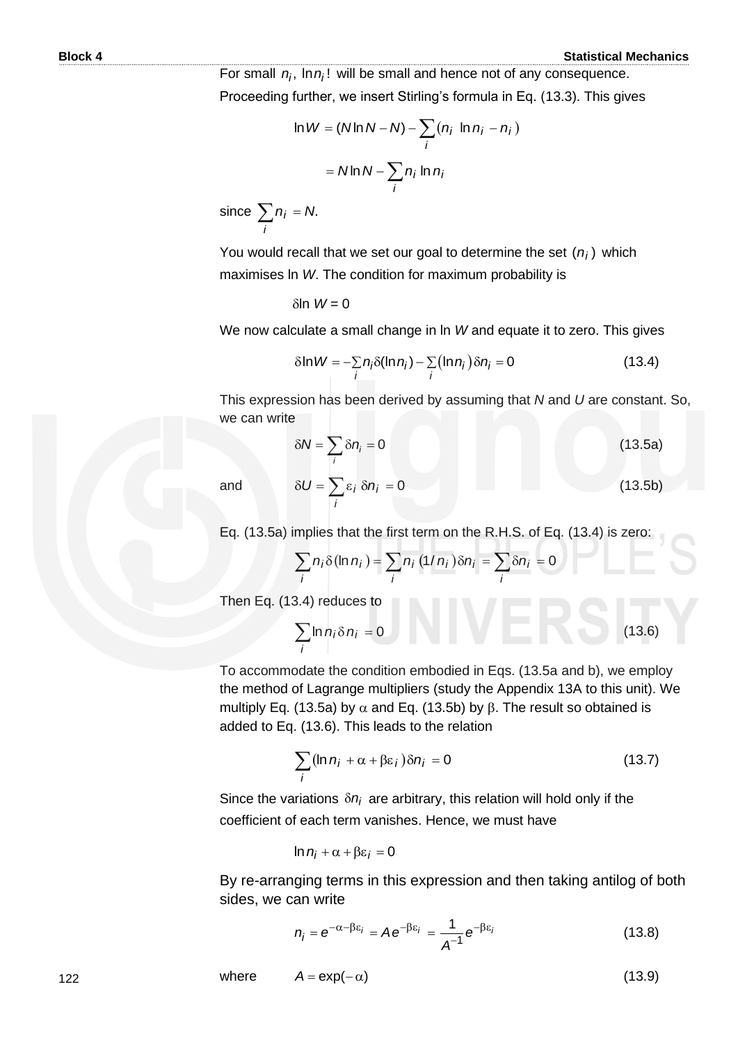For small $n_i$, $\ln n_i!$ will be small and hence not of any consequence.

Proceeding further, we insert Stirling's formula in Eq. (13.3). This gives

$$\ln W = (N \ln N - N) - \sum_i (n_i \ln n_i - n_i)$$

$$= N \ln N - \sum_i n_i \ln n_i$$

since $\sum_i n_i = N$.

You would recall that we set our goal to determine the set $(n_i)$ which maximises ln *W*. The condition for maximum probability is

$$\delta \ln W = 0$$

We now calculate a small change in ln *W* and equate it to zero. This gives

$$\delta \ln W = -\sum_i n_i \delta(\ln n_i) - \sum_i (\ln n_i) \delta n_i = 0 \tag{13.4}$$

This expression has been derived by assuming that *N* and *U* are constant. So, we can write

$$\delta N = \sum_i \delta n_i = 0 \tag{13.5a}$$

and

$$\delta U = \sum_i \varepsilon_i \, \delta n_i = 0 \tag{13.5b}$$

Eq. (13.5a) implies that the first term on the R.H.S. of Eq. (13.4) is zero:

$$\sum_i n_i \delta(\ln n_i) = \sum_i n_i (1/n_i) \delta n_i = \sum_i \delta n_i = 0$$

Then Eq. (13.4) reduces to

$$\sum_i \ln n_i \delta n_i = 0 \tag{13.6}$$

To accommodate the condition embodied in Eqs. (13.5a and b), we employ the method of Lagrange multipliers (study the Appendix 13A to this unit). We multiply Eq. (13.5a) by $\alpha$ and Eq. (13.5b) by $\beta$. The result so obtained is added to Eq. (13.6). This leads to the relation

$$\sum_i (\ln n_i + \alpha + \beta \varepsilon_i) \delta n_i = 0 \tag{13.7}$$

Since the variations $\delta n_i$ are arbitrary, this relation will hold only if the coefficient of each term vanishes. Hence, we must have

$$\ln n_i + \alpha + \beta \varepsilon_i = 0$$

By re-arranging terms in this expression and then taking antilog of both sides, we can write

$$n_i = e^{-\alpha - \beta \varepsilon_i} = A e^{-\beta \varepsilon_i} = \frac{1}{A^{-1}} e^{-\beta \varepsilon_i} \tag{13.8}$$

where

$$A = \exp(-\alpha) \tag{13.9}$$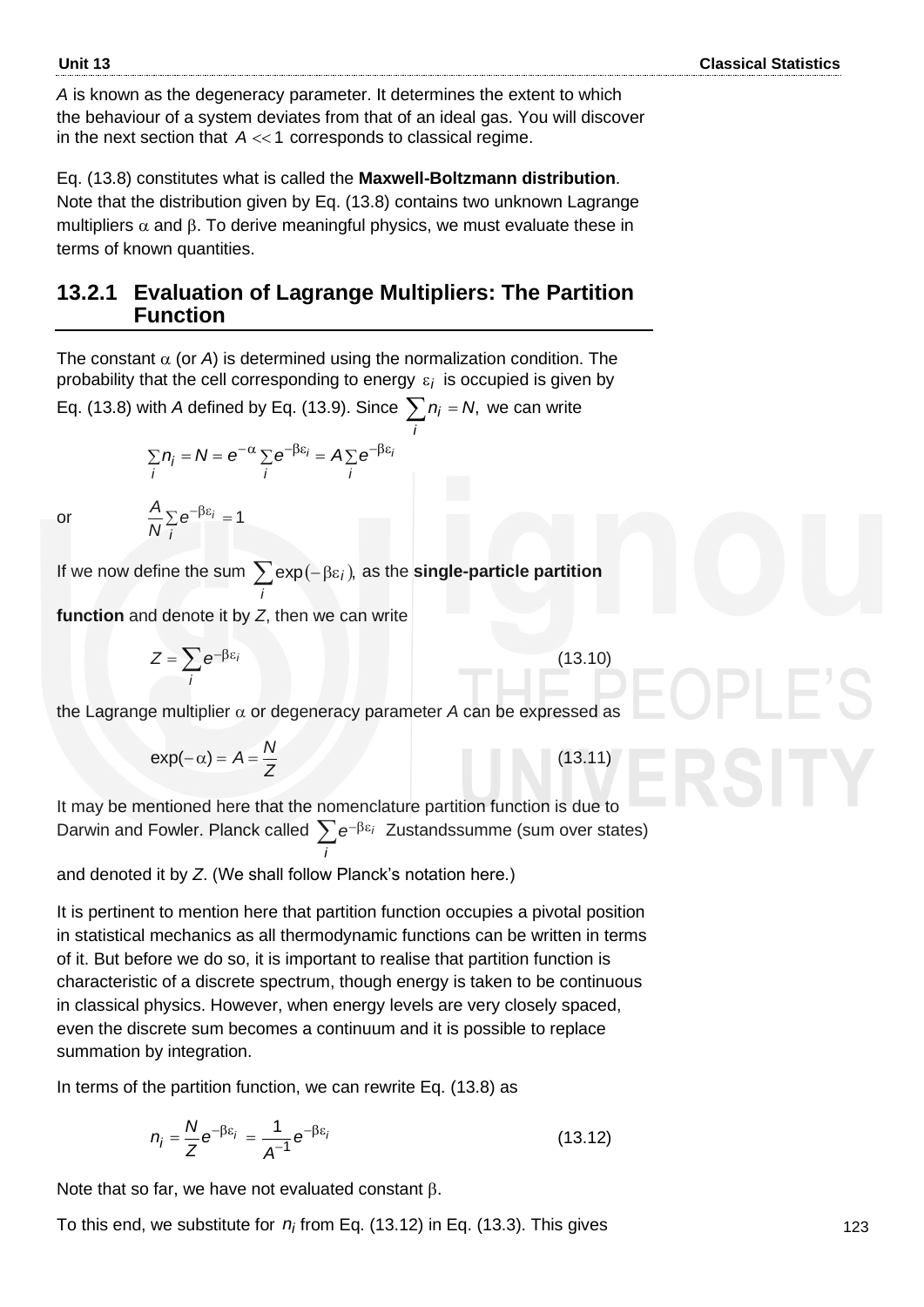$A$ is known as the degeneracy parameter. It determines the extent to which the behaviour of a system deviates from that of an ideal gas. You will discover in the next section that $A \ll 1$ corresponds to classical regime.

Eq. (13.8) constitutes what is called the **Maxwell-Boltzmann distribution**. Note that the distribution given by Eq. (13.8) contains two unknown Lagrange multipliers $\alpha$ and $\beta$. To derive meaningful physics, we must evaluate these in terms of known quantities.

### 13.2.1 Evaluation of Lagrange Multipliers: The Partition Function

The constant $\alpha$ (or $A$) is determined using the normalization condition. The probability that the cell corresponding to energy $\varepsilon_i$ is occupied is given by Eq. (13.8) with $A$ defined by Eq. (13.9). Since $\sum_i n_i = N$, we can write

$$\sum_i n_i = N = e^{-\alpha} \sum_i e^{-\beta\varepsilon_i} = A \sum_i e^{-\beta\varepsilon_i}$$

or

$$\frac{A}{N} \sum_i e^{-\beta\varepsilon_i} = 1$$

If we now define the sum $\sum_i \exp(-\beta\varepsilon_i)$, as the **single-particle partition function** and denote it by $Z$, then we can write

$$Z = \sum_i e^{-\beta\varepsilon_i} \tag{13.10}$$

the Lagrange multiplier $\alpha$ or degeneracy parameter $A$ can be expressed as

$$\exp(-\alpha) = A = \frac{N}{Z} \tag{13.11}$$

It may be mentioned here that the nomenclature partition function is due to Darwin and Fowler. Planck called $\sum_i e^{-\beta\varepsilon_i}$ Zustandssumme (sum over states) and denoted it by $Z$. (We shall follow Planck's notation here.)

It is pertinent to mention here that partition function occupies a pivotal position in statistical mechanics as all thermodynamic functions can be written in terms of it. But before we do so, it is important to realise that partition function is characteristic of a discrete spectrum, though energy is taken to be continuous in classical physics. However, when energy levels are very closely spaced, even the discrete sum becomes a continuum and it is possible to replace summation by integration.

In terms of the partition function, we can rewrite Eq. (13.8) as

$$n_i = \frac{N}{Z} e^{-\beta\varepsilon_i} = \frac{1}{A^{-1}} e^{-\beta\varepsilon_i} \tag{13.12}$$

Note that so far, we have not evaluated constant $\beta$.

To this end, we substitute for $n_i$ from Eq. (13.12) in Eq. (13.3). This gives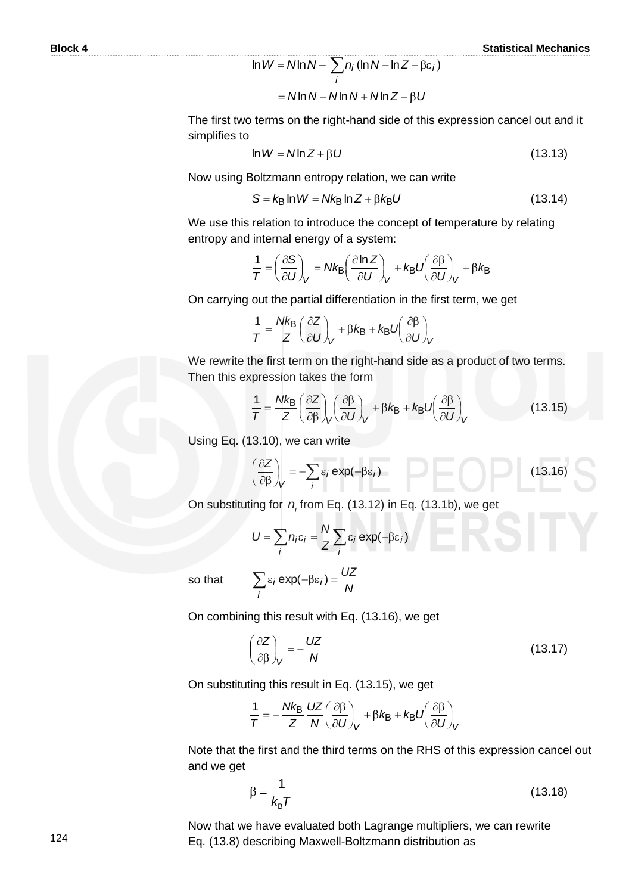$$\ln W = N \ln N - \sum_i n_i (\ln N - \ln Z - \beta\varepsilon_i)$$

$$= N \ln N - N \ln N + N \ln Z + \beta U$$

The first two terms on the right-hand side of this expression cancel out and it simplifies to

$$\ln W = N \ln Z + \beta U \qquad (13.13)$$

Now using Boltzmann entropy relation, we can write

$$S = k_B \ln W = N k_B \ln Z + \beta k_B U \qquad (13.14)$$

We use this relation to introduce the concept of temperature by relating entropy and internal energy of a system:

$$\frac{1}{T} = \left(\frac{\partial S}{\partial U}\right)_V = N k_B \left(\frac{\partial \ln Z}{\partial U}\right)_V + k_B U \left(\frac{\partial \beta}{\partial U}\right)_V + \beta k_B$$

On carrying out the partial differentiation in the first term, we get

$$\frac{1}{T} = \frac{N k_B}{Z}\left(\frac{\partial Z}{\partial U}\right)_V + \beta k_B + k_B U \left(\frac{\partial \beta}{\partial U}\right)_V$$

We rewrite the first term on the right-hand side as a product of two terms. Then this expression takes the form

$$\frac{1}{T} = \frac{N k_B}{Z}\left(\frac{\partial Z}{\partial \beta}\right)_V \left(\frac{\partial \beta}{\partial U}\right)_V + \beta k_B + k_B U \left(\frac{\partial \beta}{\partial U}\right)_V \qquad (13.15)$$

Using Eq. (13.10), we can write

$$\left(\frac{\partial Z}{\partial \beta}\right)_V = -\sum_i \varepsilon_i \exp(-\beta\varepsilon_i) \qquad (13.16)$$

On substituting for $n_i$ from Eq. (13.12) in Eq. (13.1b), we get

$$U = \sum_i n_i \varepsilon_i = \frac{N}{Z}\sum_i \varepsilon_i \exp(-\beta\varepsilon_i)$$

so that $\qquad \displaystyle\sum_i \varepsilon_i \exp(-\beta\varepsilon_i) = \frac{UZ}{N}$

On combining this result with Eq. (13.16), we get

$$\left(\frac{\partial Z}{\partial \beta}\right)_V = -\frac{UZ}{N} \qquad (13.17)$$

On substituting this result in Eq. (13.15), we get

$$\frac{1}{T} = -\frac{N k_B}{Z}\frac{UZ}{N}\left(\frac{\partial \beta}{\partial U}\right)_V + \beta k_B + k_B U \left(\frac{\partial \beta}{\partial U}\right)_V$$

Note that the first and the third terms on the RHS of this expression cancel out and we get

$$\beta = \frac{1}{k_B T} \qquad (13.18)$$

Now that we have evaluated both Lagrange multipliers, we can rewrite Eq. (13.8) describing Maxwell-Boltzmann distribution as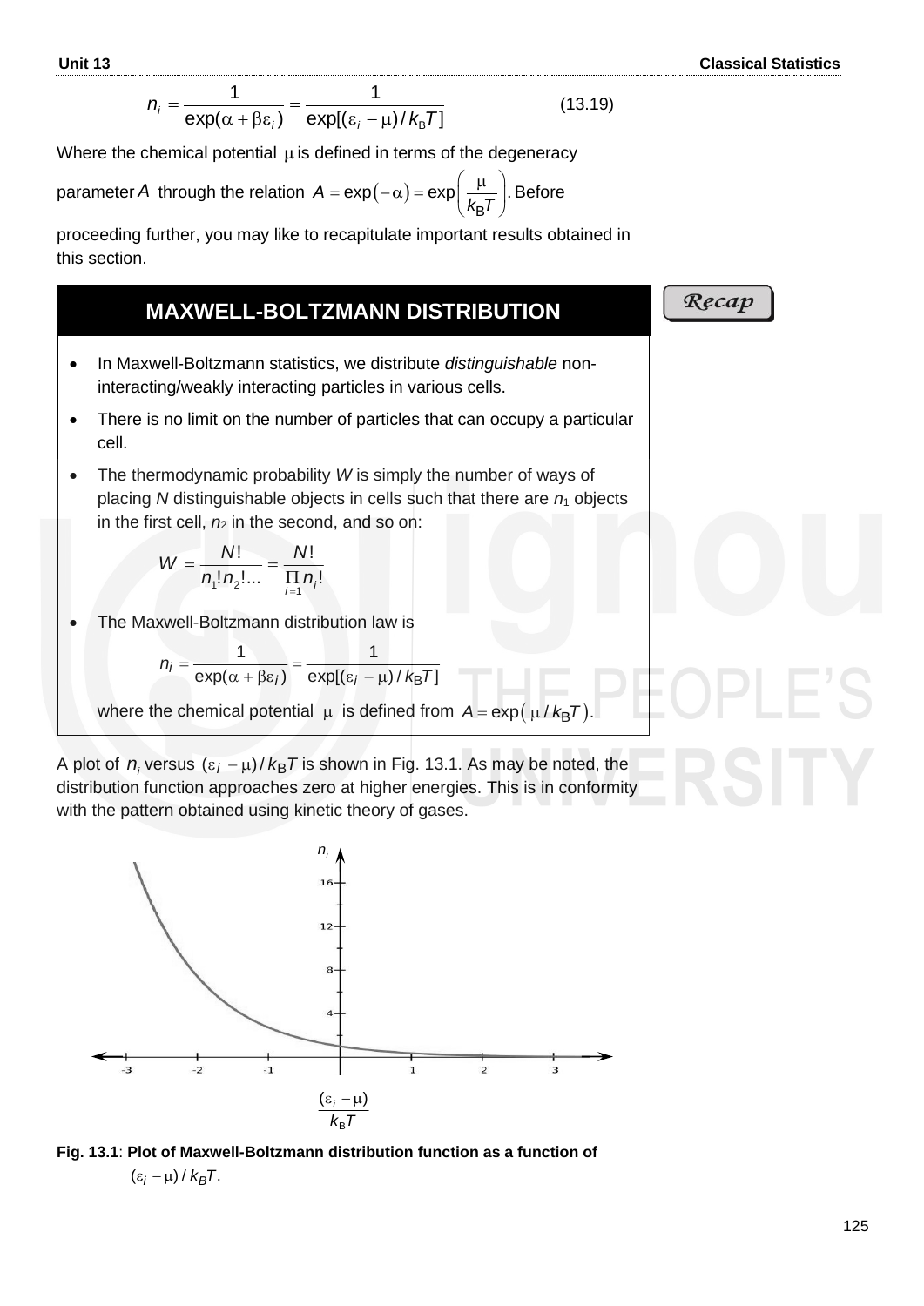$$n_i = \frac{1}{\exp(\alpha + \beta\varepsilon_i)} = \frac{1}{\exp[(\varepsilon_i - \mu)/k_B T]} \qquad (13.19)$$

Where the chemical potential $\mu$ is defined in terms of the degeneracy parameter $A$ through the relation $A = \exp(-\alpha) = \exp\left(\frac{\mu}{k_B T}\right)$. Before proceeding further, you may like to recapitulate important results obtained in this section.

**Recap**

## MAXWELL-BOLTZMANN DISTRIBUTION

- In Maxwell-Boltzmann statistics, we distribute *distinguishable* non-interacting/weakly interacting particles in various cells.
- There is no limit on the number of particles that can occupy a particular cell.
- The thermodynamic probability $W$ is simply the number of ways of placing $N$ distinguishable objects in cells such that there are $n_1$ objects in the first cell, $n_2$ in the second, and so on:

$$W = \frac{N!}{n_1! n_2! \ldots} = \frac{N!}{\prod_{i=1} n_i!}$$

- The Maxwell-Boltzmann distribution law is

$$n_i = \frac{1}{\exp(\alpha + \beta\varepsilon_i)} = \frac{1}{\exp[(\varepsilon_i - \mu)/k_B T]}$$

  where the chemical potential $\mu$ is defined from $A = \exp(\mu / k_B T)$.

A plot of $n_i$ versus $(\varepsilon_i - \mu)/k_B T$ is shown in Fig. 13.1. As may be noted, the distribution function approaches zero at higher energies. This is in conformity with the pattern obtained using kinetic theory of gases.

**Fig. 13.1**: **Plot of Maxwell-Boltzmann distribution function as a function of** $(\varepsilon_i - \mu)/k_B T$.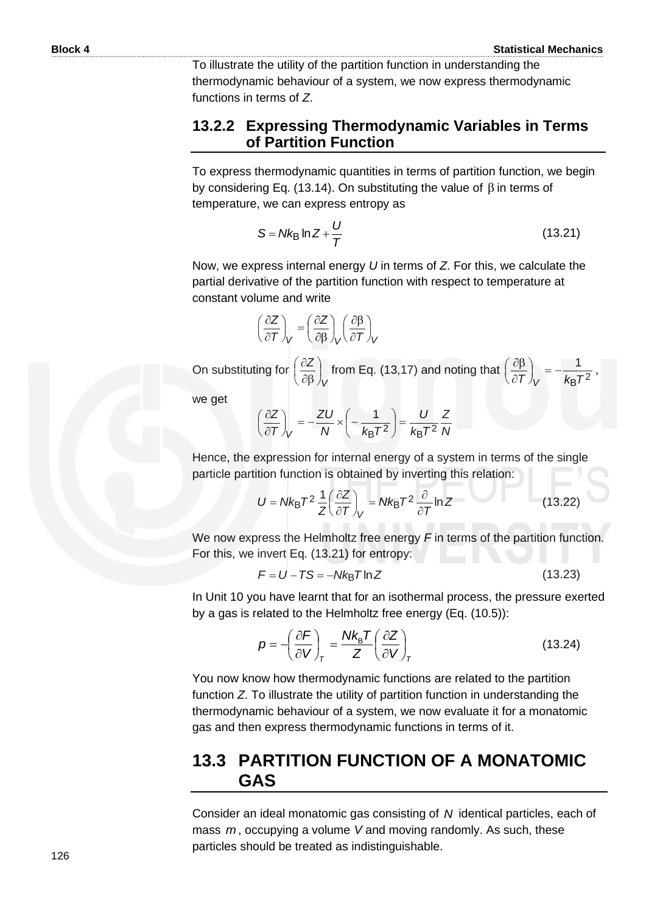To illustrate the utility of the partition function in understanding the thermodynamic behaviour of a system, we now express thermodynamic functions in terms of $Z$.

### 13.2.2 Expressing Thermodynamic Variables in Terms of Partition Function

To express thermodynamic quantities in terms of partition function, we begin by considering Eq. (13.14). On substituting the value of $\beta$ in terms of temperature, we can express entropy as

$$S = Nk_{\text{B}} \ln Z + \frac{U}{T} \tag{13.21}$$

Now, we express internal energy $U$ in terms of $Z$. For this, we calculate the partial derivative of the partition function with respect to temperature at constant volume and write

$$\left(\frac{\partial Z}{\partial T}\right)_V = \left(\frac{\partial Z}{\partial \beta}\right)_V \left(\frac{\partial \beta}{\partial T}\right)_V$$

On substituting for $\left(\frac{\partial Z}{\partial \beta}\right)_V$ from Eq. (13,17) and noting that $\left(\frac{\partial \beta}{\partial T}\right)_V = -\frac{1}{k_{\text{B}}T^2}$,

we get

$$\left(\frac{\partial Z}{\partial T}\right)_V = -\frac{ZU}{N} \times \left(-\frac{1}{k_{\text{B}}T^2}\right) = \frac{U}{k_{\text{B}}T^2}\frac{Z}{N}$$

Hence, the expression for internal energy of a system in terms of the single particle partition function is obtained by inverting this relation:

$$U = Nk_{\text{B}}T^2 \frac{1}{Z}\left(\frac{\partial Z}{\partial T}\right)_V = Nk_{\text{B}}T^2 \frac{\partial}{\partial T}\ln Z \tag{13.22}$$

We now express the Helmholtz free energy $F$ in terms of the partition function. For this, we invert Eq. (13.21) for entropy:

$$F = U - TS = -Nk_{\text{B}}T \ln Z \tag{13.23}$$

In Unit 10 you have learnt that for an isothermal process, the pressure exerted by a gas is related to the Helmholtz free energy (Eq. (10.5)):

$$p = -\left(\frac{\partial F}{\partial V}\right)_T = \frac{Nk_{\text{B}}T}{Z}\left(\frac{\partial Z}{\partial V}\right)_T \tag{13.24}$$

You now know how thermodynamic functions are related to the partition function $Z$. To illustrate the utility of partition function in understanding the thermodynamic behaviour of a system, we now evaluate it for a monatomic gas and then express thermodynamic functions in terms of it.

## 13.3 PARTITION FUNCTION OF A MONATOMIC GAS

Consider an ideal monatomic gas consisting of $N$ identical particles, each of mass $m$, occupying a volume $V$ and moving randomly. As such, these particles should be treated as indistinguishable.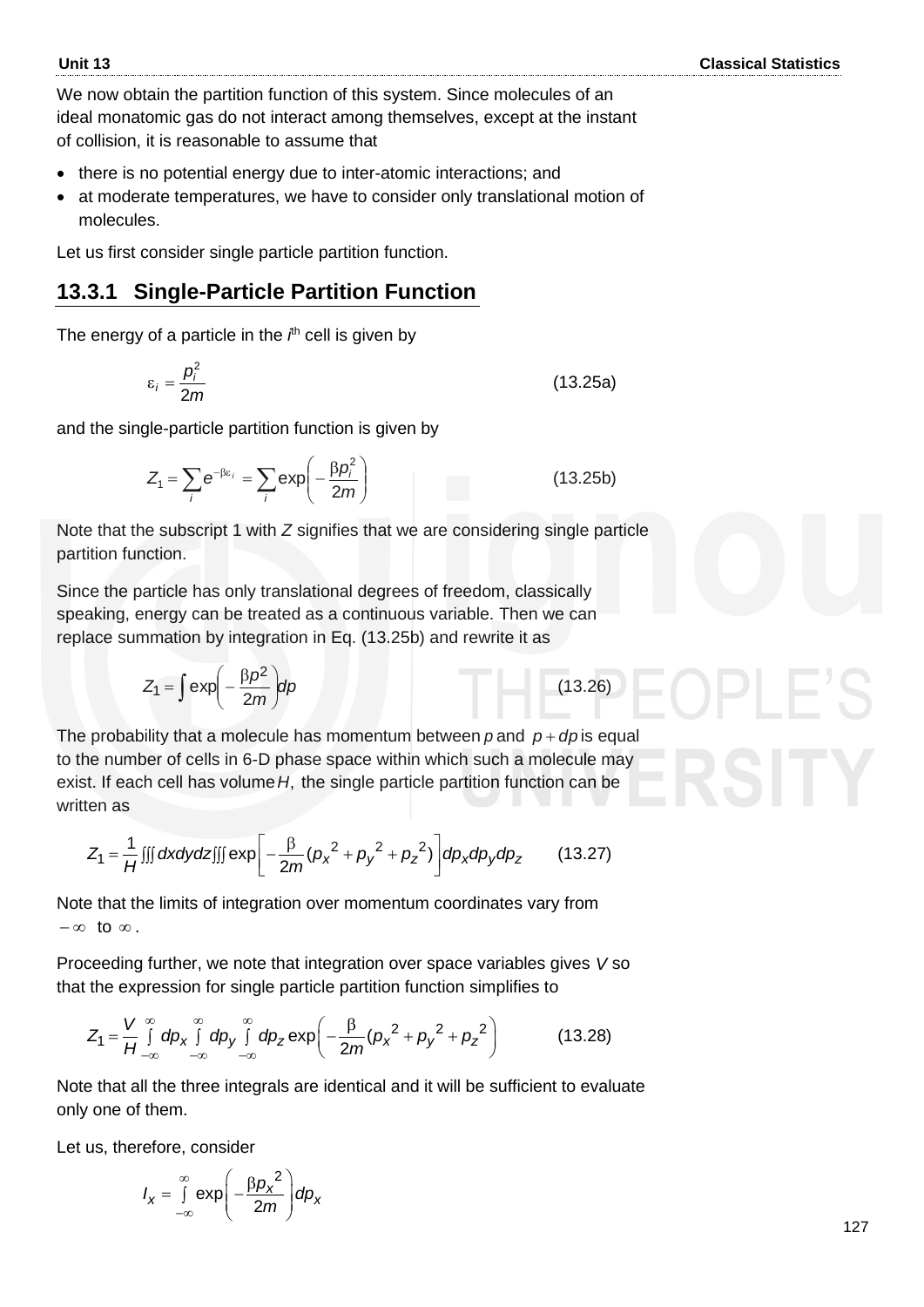We now obtain the partition function of this system. Since molecules of an ideal monatomic gas do not interact among themselves, except at the instant of collision, it is reasonable to assume that

- there is no potential energy due to inter-atomic interactions; and
- at moderate temperatures, we have to consider only translational motion of molecules.

Let us first consider single particle partition function.

### 13.3.1 Single-Particle Partition Function

The energy of a particle in the $i^{th}$ cell is given by

$$\varepsilon_i = \frac{p_i^2}{2m} \tag{13.25a}$$

and the single-particle partition function is given by

$$Z_1 = \sum_i e^{-\beta\varepsilon_i} = \sum_i \exp\left(-\frac{\beta p_i^2}{2m}\right) \tag{13.25b}$$

Note that the subscript 1 with $Z$ signifies that we are considering single particle partition function.

Since the particle has only translational degrees of freedom, classically speaking, energy can be treated as a continuous variable. Then we can replace summation by integration in Eq. (13.25b) and rewrite it as

$$Z_1 = \int \exp\left(-\frac{\beta p^2}{2m}\right) dp \tag{13.26}$$

The probability that a molecule has momentum between $p$ and $p + dp$ is equal to the number of cells in 6-D phase space within which such a molecule may exist. If each cell has volume $H$, the single particle partition function can be written as

$$Z_1 = \frac{1}{H}\iiint dxdydz \iiint \exp\left[-\frac{\beta}{2m}(p_x{}^2 + p_y{}^2 + p_z{}^2)\right] dp_x dp_y dp_z \tag{13.27}$$

Note that the limits of integration over momentum coordinates vary from $-\infty$ to $\infty$.

Proceeding further, we note that integration over space variables gives $V$ so that the expression for single particle partition function simplifies to

$$Z_1 = \frac{V}{H}\int_{-\infty}^{\infty} dp_x \int_{-\infty}^{\infty} dp_y \int_{-\infty}^{\infty} dp_z \exp\left(-\frac{\beta}{2m}(p_x{}^2 + p_y{}^2 + p_z{}^2\right) \tag{13.28}$$

Note that all the three integrals are identical and it will be sufficient to evaluate only one of them.

Let us, therefore, consider

$$I_x = \int_{-\infty}^{\infty} \exp\left(-\frac{\beta p_x{}^2}{2m}\right) dp_x$$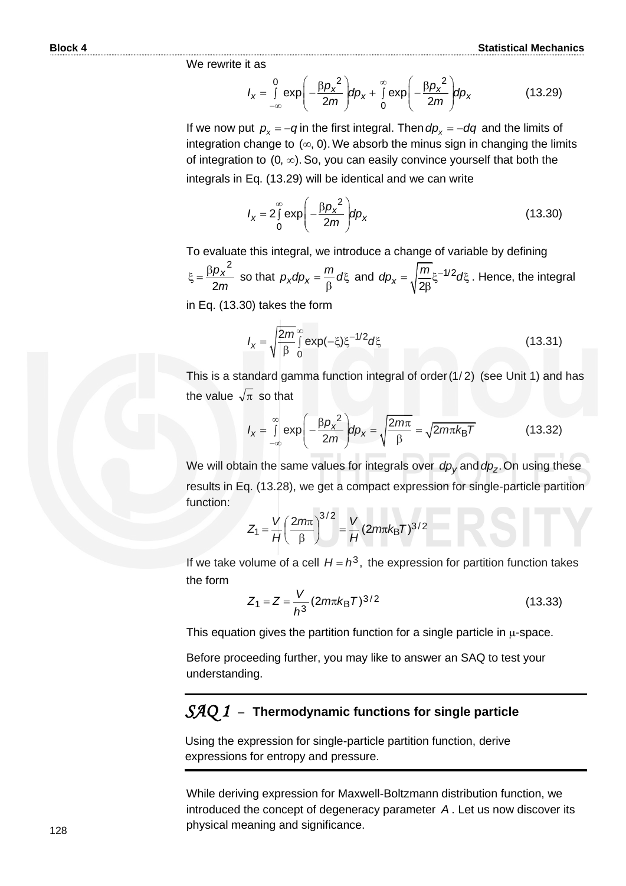We rewrite it as

$$I_x = \int_{-\infty}^{0} \exp\left(-\frac{\beta p_x^{\,2}}{2m}\right) dp_x + \int_{0}^{\infty} \exp\left(-\frac{\beta p_x^{\,2}}{2m}\right) dp_x \tag{13.29}$$

If we now put $p_x = -q$ in the first integral. Then $dp_x = -dq$ and the limits of integration change to $(\infty, 0)$. We absorb the minus sign in changing the limits of integration to $(0, \infty)$. So, you can easily convince yourself that both the integrals in Eq. (13.29) will be identical and we can write

$$I_x = 2\int_{0}^{\infty} \exp\left(-\frac{\beta p_x^{\,2}}{2m}\right) dp_x \tag{13.30}$$

To evaluate this integral, we introduce a change of variable by defining $\xi = \dfrac{\beta p_x^{\,2}}{2m}$ so that $p_x dp_x = \dfrac{m}{\beta} d\xi$ and $dp_x = \sqrt{\dfrac{m}{2\beta}}\xi^{-1/2} d\xi$. Hence, the integral in Eq. (13.30) takes the form

$$I_x = \sqrt{\frac{2m}{\beta}} \int_{0}^{\infty} \exp(-\xi)\xi^{-1/2} d\xi \tag{13.31}$$

This is a standard gamma function integral of order $(1/2)$ (see Unit 1) and has the value $\sqrt{\pi}$ so that

$$I_x = \int_{-\infty}^{\infty} \exp\left(-\frac{\beta p_x^{\,2}}{2m}\right) dp_x = \sqrt{\frac{2m\pi}{\beta}} = \sqrt{2m\pi k_B T} \tag{13.32}$$

We will obtain the same values for integrals over $dp_y$ and $dp_z$. On using these results in Eq. (13.28), we get a compact expression for single-particle partition function:

$$Z_1 = \frac{V}{H}\left(\frac{2m\pi}{\beta}\right)^{3/2} = \frac{V}{H}(2m\pi k_B T)^{3/2}$$

If we take volume of a cell $H = h^3$, the expression for partition function takes the form

$$Z_1 = Z = \frac{V}{h^3}(2m\pi k_B T)^{3/2} \tag{13.33}$$

This equation gives the partition function for a single particle in $\mu$-space.

Before proceeding further, you may like to answer an SAQ to test your understanding.

## *SAQ 1* – Thermodynamic functions for single particle

Using the expression for single-particle partition function, derive expressions for entropy and pressure.

While deriving expression for Maxwell-Boltzmann distribution function, we introduced the concept of degeneracy parameter $A$. Let us now discover its physical meaning and significance.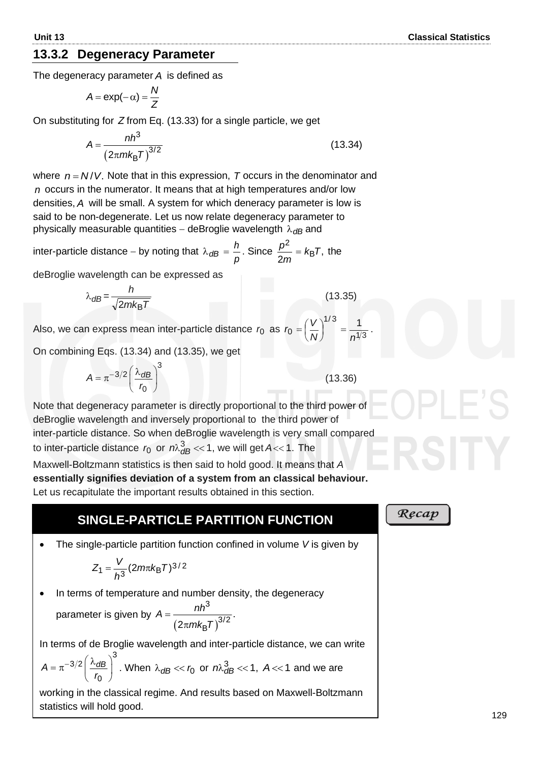### 13.3.2 Degeneracy Parameter

The degeneracy parameter $A$ is defined as

$$A = \exp(-\alpha) = \frac{N}{Z}$$

On substituting for $Z$ from Eq. (13.33) for a single particle, we get

$$A = \frac{nh^3}{\left(2\pi m k_B T\right)^{3/2}} \qquad (13.34)$$

where $n = N/V$. Note that in this expression, $T$ occurs in the denominator and $n$ occurs in the numerator. It means that at high temperatures and/or low densities, $A$ will be small. A system for which deneracy parameter is low is said to be non-degenerate. Let us now relate degeneracy parameter to physically measurable quantities − deBroglie wavelength $\lambda_{dB}$ and inter-particle distance − by noting that $\lambda_{dB} = \frac{h}{p}$. Since $\frac{p^2}{2m} = k_B T$, the deBroglie wavelength can be expressed as

$$\lambda_{dB} = \frac{h}{\sqrt{2mk_B T}} \qquad (13.35)$$

Also, we can express mean inter-particle distance $r_0$ as $r_0 = \left(\frac{V}{N}\right)^{1/3} = \frac{1}{n^{1/3}}$.

On combining Eqs. (13.34) and (13.35), we get

$$A = \pi^{-3/2}\left(\frac{\lambda_{dB}}{r_0}\right)^3 \qquad (13.36)$$

Note that degeneracy parameter is directly proportional to the third power of deBroglie wavelength and inversely proportional to the third power of inter-particle distance. So when deBroglie wavelength is very small compared to inter-particle distance $r_0$ or $n\lambda_{dB}^3 << 1$, we will get $A << 1$. The Maxwell-Boltzmann statistics is then said to hold good. It means that $A$ **essentially signifies deviation of a system from an classical behaviour.** Let us recapitulate the important results obtained in this section.

**Recap**

**SINGLE-PARTICLE PARTITION FUNCTION**

- The single-particle partition function confined in volume $V$ is given by

$$Z_1 = \frac{V}{h^3}(2m\pi k_B T)^{3/2}$$

- In terms of temperature and number density, the degeneracy parameter is given by $A = \frac{nh^3}{\left(2\pi m k_B T\right)^{3/2}}$.

In terms of de Broglie wavelength and inter-particle distance, we can write $A = \pi^{-3/2}\left(\frac{\lambda_{dB}}{r_0}\right)^3$. When $\lambda_{dB} << r_0$ or $n\lambda_{dB}^3 << 1$, $A << 1$ and we are working in the classical regime. And results based on Maxwell-Boltzmann statistics will hold good.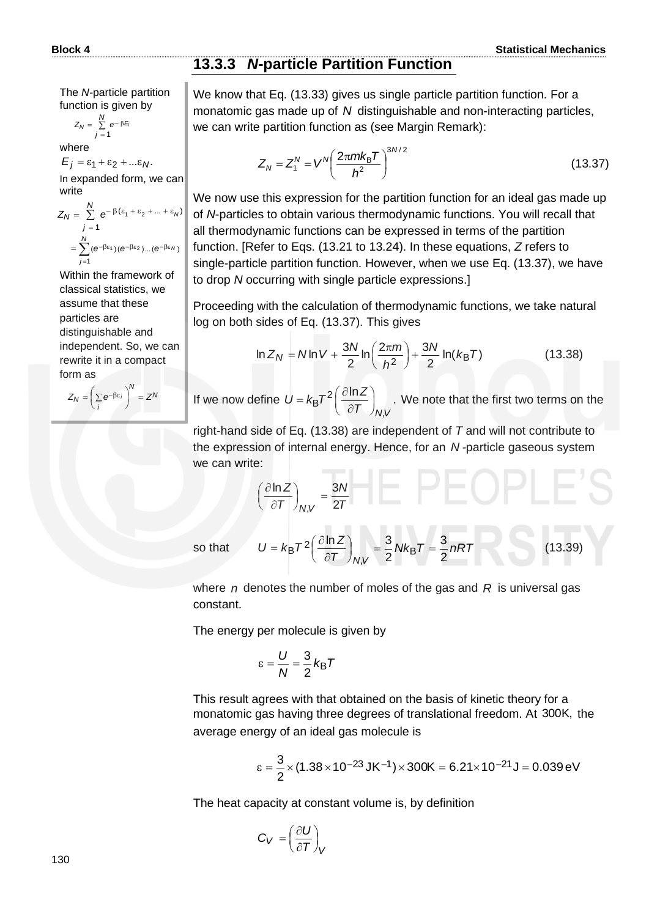### 13.3.3 N-particle Partition Function

We know that Eq. (13.33) gives us single particle partition function. For a monatomic gas made up of $N$ distinguishable and non-interacting particles, we can write partition function as (see Margin Remark):

$$Z_N = Z_1^N = V^N \left( \frac{2\pi m k_B T}{h^2} \right)^{3N/2} \tag{13.37}$$

We now use this expression for the partition function for an ideal gas made up of *N*-particles to obtain various thermodynamic functions. You will recall that all thermodynamic functions can be expressed in terms of the partition function. [Refer to Eqs. (13.21 to 13.24). In these equations, *Z* refers to single-particle partition function. However, when we use Eq. (13.37), we have to drop *N* occurring with single particle expressions.]

Proceeding with the calculation of thermodynamic functions, we take natural log on both sides of Eq. (13.37). This gives

$$\ln Z_N = N \ln V + \frac{3N}{2} \ln \left( \frac{2\pi m}{h^2} \right) + \frac{3N}{2} \ln(k_B T) \tag{13.38}$$

If we now define $U = k_B T^2 \left( \frac{\partial \ln Z}{\partial T} \right)_{N,V}$. We note that the first two terms on the right-hand side of Eq. (13.38) are independent of $T$ and will not contribute to the expression of internal energy. Hence, for an $N$-particle gaseous system we can write:

$$\left( \frac{\partial \ln Z}{\partial T} \right)_{N,V} = \frac{3N}{2T}$$

so that

$$U = k_B T^2 \left( \frac{\partial \ln Z}{\partial T} \right)_{N,V} = \frac{3}{2} N k_B T = \frac{3}{2} nRT \tag{13.39}$$

where $n$ denotes the number of moles of the gas and $R$ is universal gas constant.

The energy per molecule is given by

$$\varepsilon = \frac{U}{N} = \frac{3}{2} k_B T$$

This result agrees with that obtained on the basis of kinetic theory for a monatomic gas having three degrees of translational freedom. At $300\text{K}$, the average energy of an ideal gas molecule is

$$\varepsilon = \frac{3}{2} \times (1.38 \times 10^{-23}\,\text{JK}^{-1}) \times 300\text{K} = 6.21 \times 10^{-21}\,\text{J} = 0.039\,\text{eV}$$

The heat capacity at constant volume is, by definition

$$C_V = \left( \frac{\partial U}{\partial T} \right)_V$$

---

**Margin Remark:**

The *N*-particle partition function is given by

$$Z_N = \sum_{j=1}^{N} e^{-\beta E_j}$$

where

$$E_j = \varepsilon_1 + \varepsilon_2 + \ldots \varepsilon_N.$$

In expanded form, we can write

$$Z_N = \sum_{j=1}^{N} e^{-\beta(\varepsilon_1 + \varepsilon_2 + \ldots + \varepsilon_N)}$$

$$= \sum_{j=1}^{N} (e^{-\beta\varepsilon_1})(e^{-\beta\varepsilon_2}) \ldots (e^{-\beta\varepsilon_N})$$

Within the framework of classical statistics, we assume that these particles are distinguishable and independent. So, we can rewrite it in a compact form as

$$Z_N = \left( \sum_i e^{-\beta\varepsilon_i} \right)^N = Z^N$$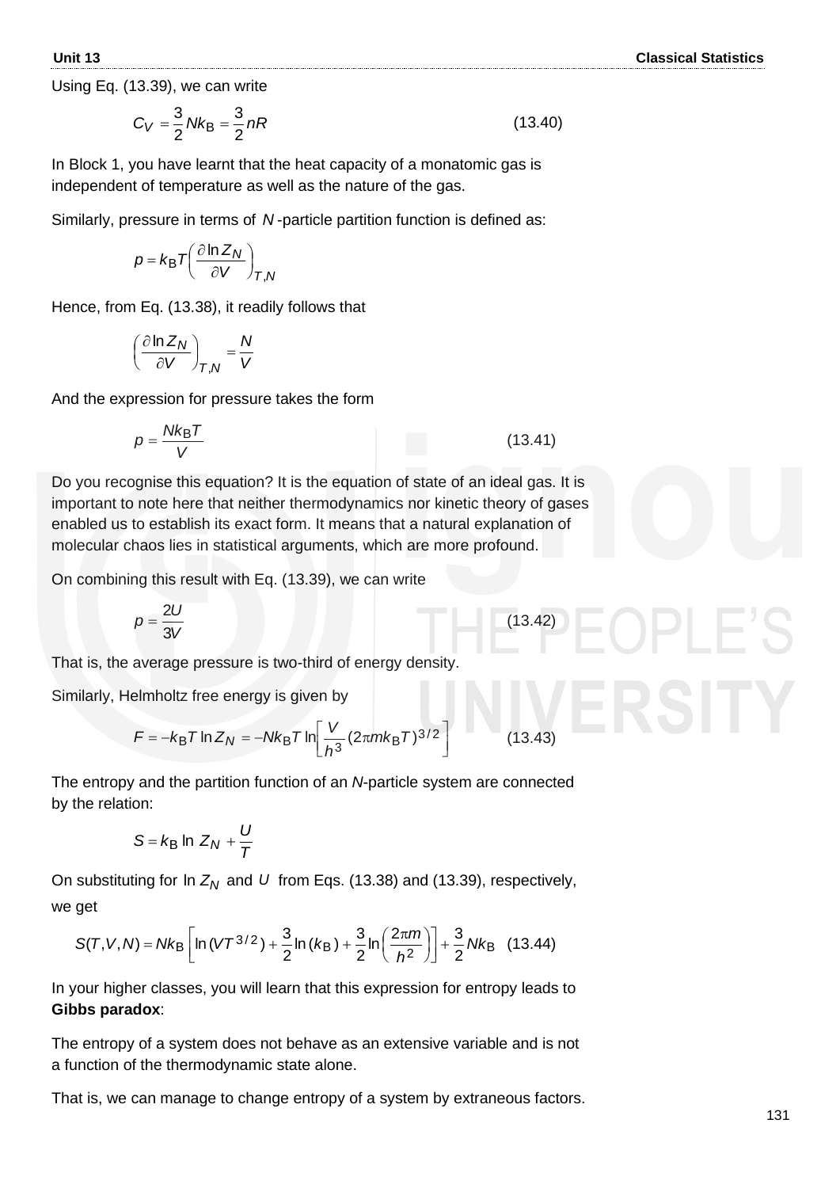Using Eq. (13.39), we can write

$$C_V = \frac{3}{2} N k_B = \frac{3}{2} nR \tag{13.40}$$

In Block 1, you have learnt that the heat capacity of a monatomic gas is independent of temperature as well as the nature of the gas.

Similarly, pressure in terms of $N$-particle partition function is defined as:

$$p = k_B T \left( \frac{\partial \ln Z_N}{\partial V} \right)_{T,N}$$

Hence, from Eq. (13.38), it readily follows that

$$\left( \frac{\partial \ln Z_N}{\partial V} \right)_{T,N} = \frac{N}{V}$$

And the expression for pressure takes the form

$$p = \frac{N k_B T}{V} \tag{13.41}$$

Do you recognise this equation? It is the equation of state of an ideal gas. It is important to note here that neither thermodynamics nor kinetic theory of gases enabled us to establish its exact form. It means that a natural explanation of molecular chaos lies in statistical arguments, which are more profound.

On combining this result with Eq. (13.39), we can write

$$p = \frac{2U}{3V} \tag{13.42}$$

That is, the average pressure is two-third of energy density.

Similarly, Helmholtz free energy is given by

$$F = -k_B T \ln Z_N = -N k_B T \ln \left[ \frac{V}{h^3} (2\pi m k_B T)^{3/2} \right] \tag{13.43}$$

The entropy and the partition function of an *N*-particle system are connected by the relation:

$$S = k_B \ln Z_N + \frac{U}{T}$$

On substituting for $\ln Z_N$ and $U$ from Eqs. (13.38) and (13.39), respectively, we get

$$S(T,V,N) = N k_B \left[ \ln (V T^{3/2}) + \frac{3}{2} \ln (k_B) + \frac{3}{2} \ln \left( \frac{2\pi m}{h^2} \right) \right] + \frac{3}{2} N k_B \tag{13.44}$$

In your higher classes, you will learn that this expression for entropy leads to **Gibbs paradox**:

The entropy of a system does not behave as an extensive variable and is not a function of the thermodynamic state alone.

That is, we can manage to change entropy of a system by extraneous factors.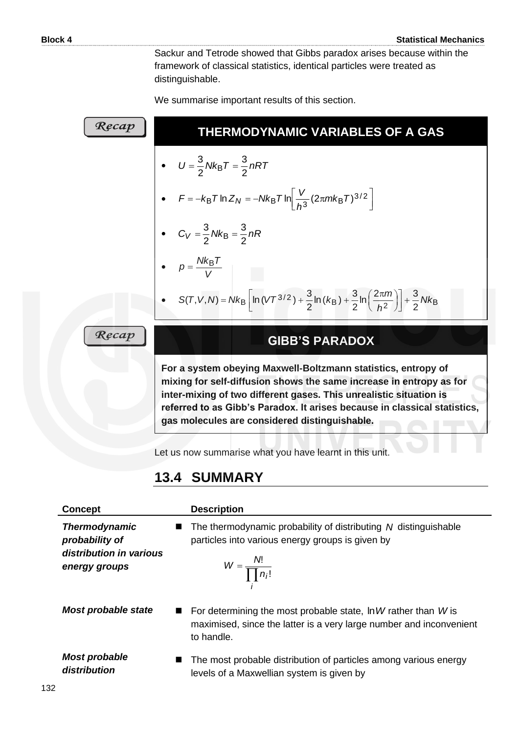Sackur and Tetrode showed that Gibbs paradox arises because within the framework of classical statistics, identical particles were treated as distinguishable.

We summarise important results of this section.

*Recap*

### THERMODYNAMIC VARIABLES OF A GAS

- $U = \frac{3}{2} N k_B T = \frac{3}{2} nRT$
- $F = -k_B T \ln Z_N = -N k_B T \ln\left[\frac{V}{h^3}(2\pi m k_B T)^{3/2}\right]$
- $C_V = \frac{3}{2} N k_B = \frac{3}{2} nR$
- $p = \frac{N k_B T}{V}$
- $S(T, V, N) = N k_B \left[\ln(V T^{3/2}) + \frac{3}{2}\ln(k_B) + \frac{3}{2}\ln\left(\frac{2\pi m}{h^2}\right)\right] + \frac{3}{2} N k_B$

*Recap*

### GIBB'S PARADOX

**For a system obeying Maxwell-Boltzmann statistics, entropy of mixing for self-diffusion shows the same increase in entropy as for inter-mixing of two different gases. This unrealistic situation is referred to as Gibb's Paradox. It arises because in classical statistics, gas molecules are considered distinguishable.**

Let us now summarise what you have learnt in this unit.

## 13.4 SUMMARY

| Concept | Description |
|---|---|
| ***Thermodynamic probability of distribution in various energy groups*** | ■ The thermodynamic probability of distributing $N$ distinguishable particles into various energy groups is given by $$W = \frac{N!}{\prod_i n_i!}$$ |
| ***Most probable state*** | ■ For determining the most probable state, $\ln W$ rather than $W$ is maximised, since the latter is a very large number and inconvenient to handle. |
| ***Most probable distribution*** | ■ The most probable distribution of particles among various energy levels of a Maxwellian system is given by |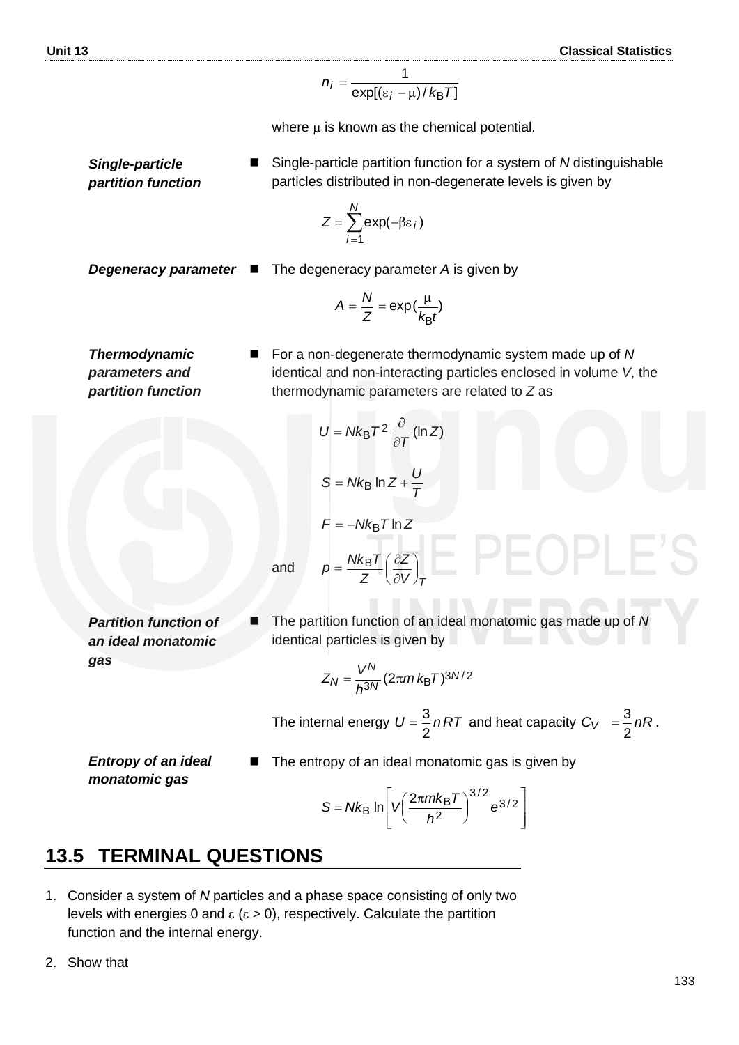$$n_i = \frac{1}{\exp[(\varepsilon_i - \mu)/k_B T]}$$

where $\mu$ is known as the chemical potential.

***Single-particle partition function***

- Single-particle partition function for a system of $N$ distinguishable particles distributed in non-degenerate levels is given by

$$Z = \sum_{i=1}^{N} \exp(-\beta\varepsilon_i)$$

***Degeneracy parameter***

- The degeneracy parameter $A$ is given by

$$A = \frac{N}{Z} = \exp(\frac{\mu}{k_B t})$$

***Thermodynamic parameters and partition function***

- For a non-degenerate thermodynamic system made up of $N$ identical and non-interacting particles enclosed in volume $V$, the thermodynamic parameters are related to $Z$ as

$$U = Nk_B T^2 \frac{\partial}{\partial T}(\ln Z)$$

$$S = Nk_B \ln Z + \frac{U}{T}$$

$$F = -Nk_B T \ln Z$$

and $$p = \frac{Nk_B T}{Z}\left(\frac{\partial Z}{\partial V}\right)_T$$

***Partition function of an ideal monatomic gas***

- The partition function of an ideal monatomic gas made up of $N$ identical particles is given by

$$Z_N = \frac{V^N}{h^{3N}}(2\pi m\, k_B T)^{3N/2}$$

The internal energy $U = \frac{3}{2} nRT$ and heat capacity $C_V = \frac{3}{2} nR$.

***Entropy of an ideal monatomic gas***

- The entropy of an ideal monatomic gas is given by

$$S = Nk_B \ln\left[V\left(\frac{2\pi m k_B T}{h^2}\right)^{3/2} e^{3/2}\right]$$

## 13.5 TERMINAL QUESTIONS

1. Consider a system of $N$ particles and a phase space consisting of only two levels with energies 0 and $\varepsilon$ ($\varepsilon > 0$), respectively. Calculate the partition function and the internal energy.

2. Show that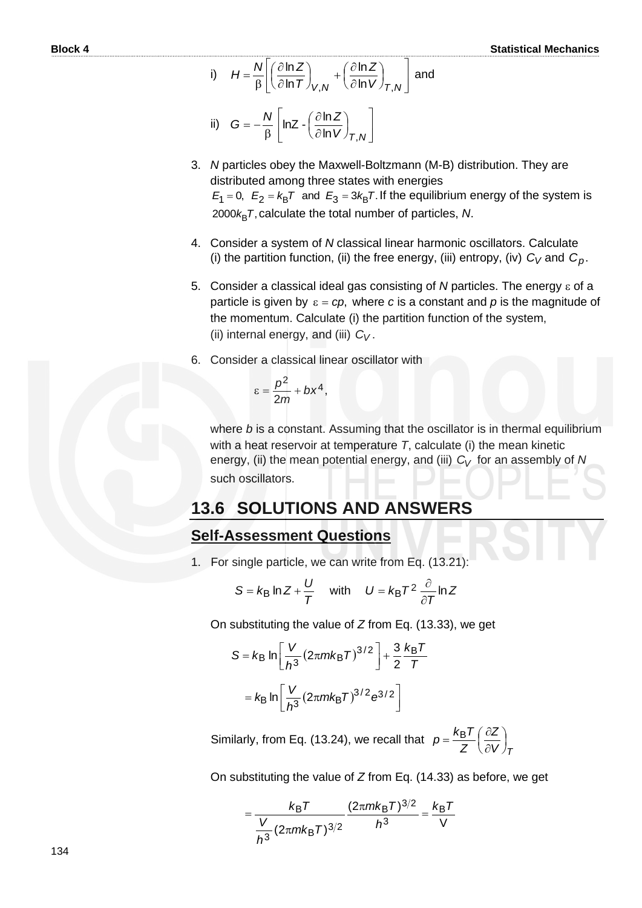i) $H = \frac{N}{\beta}\left[\left(\frac{\partial \ln Z}{\partial \ln T}\right)_{V,N} + \left(\frac{\partial \ln Z}{\partial \ln V}\right)_{T,N}\right]$ and

ii) $G = -\frac{N}{\beta}\left[\ln Z - \left(\frac{\partial \ln Z}{\partial \ln V}\right)_{T,N}\right]$

3. *N* particles obey the Maxwell-Boltzmann (M-B) distribution. They are distributed among three states with energies $E_1 = 0,\ E_2 = k_B T$ and $E_3 = 3k_B T$. If the equilibrium energy of the system is $2000 k_B T$, calculate the total number of particles, *N*.

4. Consider a system of *N* classical linear harmonic oscillators. Calculate (i) the partition function, (ii) the free energy, (iii) entropy, (iv) $C_V$ and $C_p$.

5. Consider a classical ideal gas consisting of *N* particles. The energy $\varepsilon$ of a particle is given by $\varepsilon = cp$, where *c* is a constant and *p* is the magnitude of the momentum. Calculate (i) the partition function of the system, (ii) internal energy, and (iii) $C_V$.

6. Consider a classical linear oscillator with

$$\varepsilon = \frac{p^2}{2m} + bx^4,$$

where *b* is a constant. Assuming that the oscillator is in thermal equilibrium with a heat reservoir at temperature *T*, calculate (i) the mean kinetic energy, (ii) the mean potential energy, and (iii) $C_V$ for an assembly of *N* such oscillators.

## 13.6 SOLUTIONS AND ANSWERS

### Self-Assessment Questions

1. For single particle, we can write from Eq. (13.21):

$$S = k_B \ln Z + \frac{U}{T} \quad \text{with} \quad U = k_B T^2 \frac{\partial}{\partial T}\ln Z$$

On substituting the value of *Z* from Eq. (13.33), we get

$$S = k_B \ln\left[\frac{V}{h^3}(2\pi m k_B T)^{3/2}\right] + \frac{3}{2}\frac{k_B T}{T}$$

$$= k_B \ln\left[\frac{V}{h^3}(2\pi m k_B T)^{3/2} e^{3/2}\right]$$

Similarly, from Eq. (13.24), we recall that $p = \frac{k_B T}{Z}\left(\frac{\partial Z}{\partial V}\right)_T$

On substituting the value of *Z* from Eq. (14.33) as before, we get

$$= \frac{k_B T}{\frac{V}{h^3}(2\pi m k_B T)^{3/2}} \frac{(2\pi m k_B T)^{3/2}}{h^3} = \frac{k_B T}{V}$$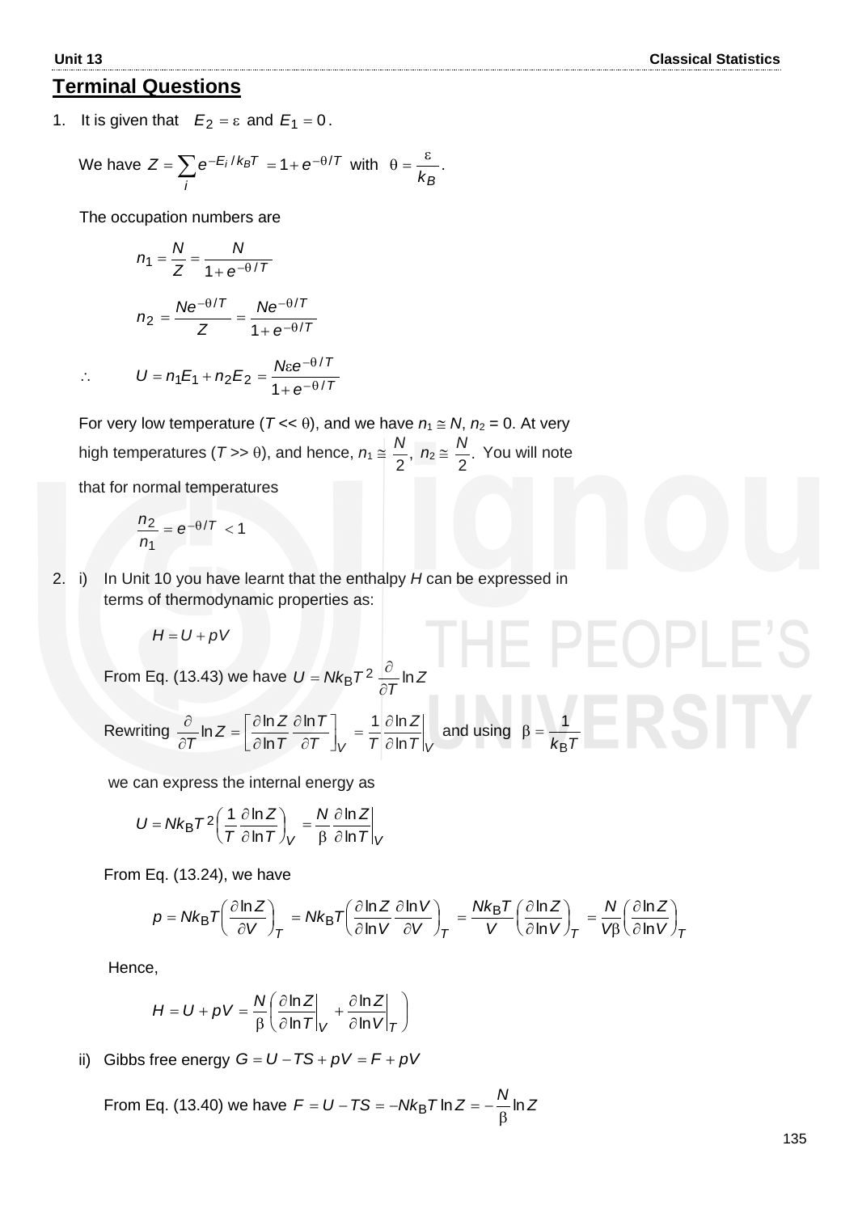## Terminal Questions

1. It is given that $E_2 = \varepsilon$ and $E_1 = 0$.

   We have $Z = \sum_i e^{-E_i/k_BT} = 1 + e^{-\theta/T}$ with $\theta = \dfrac{\varepsilon}{k_B}$.

   The occupation numbers are

   $$n_1 = \frac{N}{Z} = \frac{N}{1+e^{-\theta/T}}$$

   $$n_2 = \frac{Ne^{-\theta/T}}{Z} = \frac{Ne^{-\theta/T}}{1+e^{-\theta/T}}$$

   $$\therefore \qquad U = n_1E_1 + n_2E_2 = \frac{N\varepsilon e^{-\theta/T}}{1+e^{-\theta/T}}$$

   For very low temperature ($T << \theta$), and we have $n_1 \cong N$, $n_2 = 0$. At very high temperatures ($T >> \theta$), and hence, $n_1 \cong \dfrac{N}{2}$, $n_2 \cong \dfrac{N}{2}$. You will note that for normal temperatures

   $$\frac{n_2}{n_1} = e^{-\theta/T} < 1$$

2. i) In Unit 10 you have learnt that the enthalpy $H$ can be expressed in terms of thermodynamic properties as:

   $$H = U + pV$$

   From Eq. (13.43) we have $U = Nk_BT^2 \dfrac{\partial}{\partial T}\ln Z$

   Rewriting $\dfrac{\partial}{\partial T}\ln Z = \left[\dfrac{\partial \ln Z}{\partial \ln T}\dfrac{\partial \ln T}{\partial T}\right]_V = \dfrac{1}{T}\dfrac{\partial \ln Z}{\partial \ln T}\Big|_V$ and using $\beta = \dfrac{1}{k_BT}$

   we can express the internal energy as

   $$U = Nk_BT^2\left(\frac{1}{T}\frac{\partial \ln Z}{\partial \ln T}\right)_V = \frac{N}{\beta}\frac{\partial \ln Z}{\partial \ln T}\Big|_V$$

   From Eq. (13.24), we have

   $$p = Nk_BT\left(\frac{\partial \ln Z}{\partial V}\right)_T = Nk_BT\left(\frac{\partial \ln Z}{\partial \ln V}\frac{\partial \ln V}{\partial V}\right)_T = \frac{Nk_BT}{V}\left(\frac{\partial \ln Z}{\partial \ln V}\right)_T = \frac{N}{V\beta}\left(\frac{\partial \ln Z}{\partial \ln V}\right)_T$$

   Hence,

   $$H = U + pV = \frac{N}{\beta}\left(\frac{\partial \ln Z}{\partial \ln T}\Big|_V + \frac{\partial \ln Z}{\partial \ln V}\Big|_T\right)$$

   ii) Gibbs free energy $G = U - TS + pV = F + pV$

   From Eq. (13.40) we have $F = U - TS = -Nk_BT\ln Z = -\dfrac{N}{\beta}\ln Z$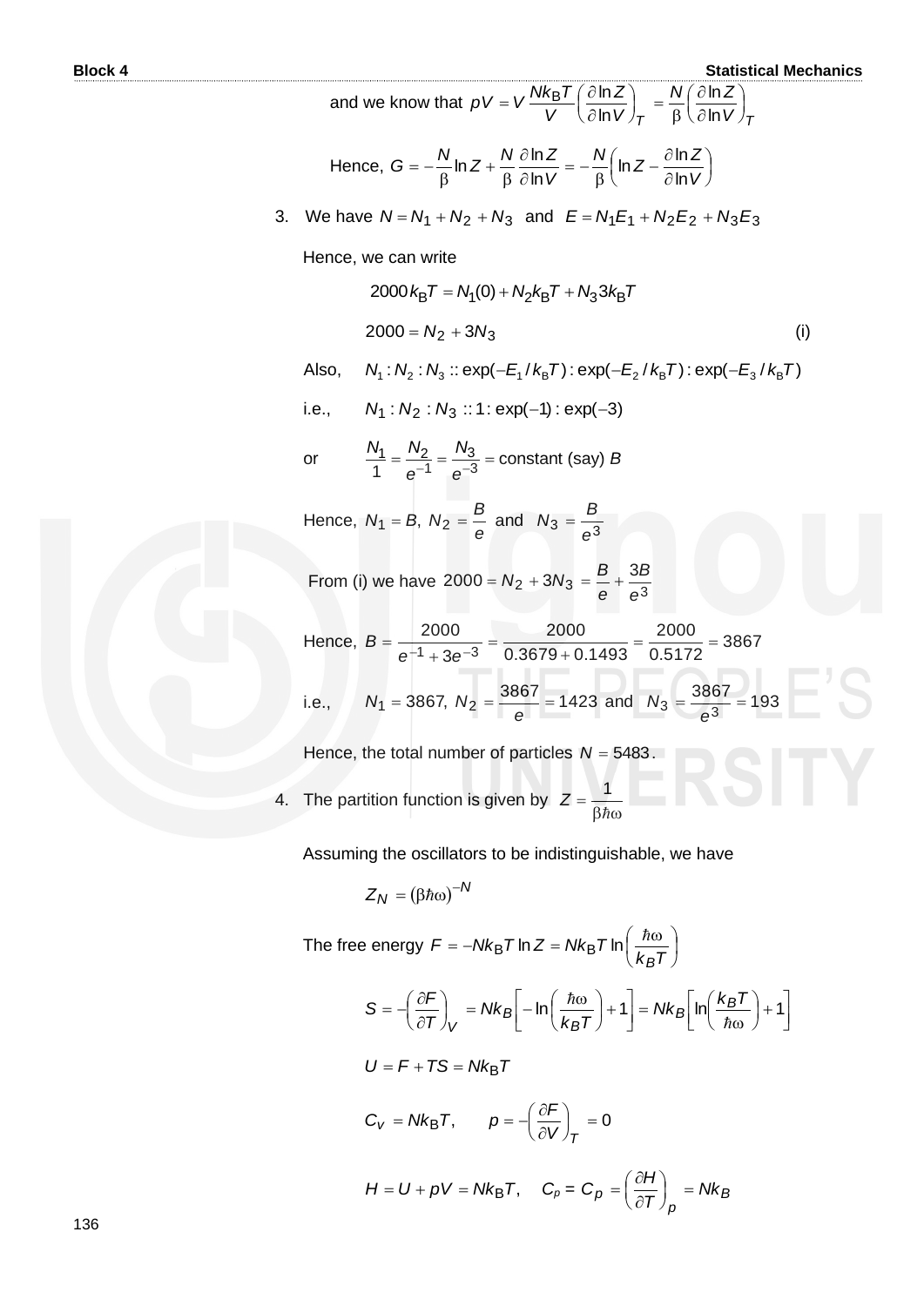and we know that $pV = V\dfrac{Nk_BT}{V}\left(\dfrac{\partial \ln Z}{\partial \ln V}\right)_T = \dfrac{N}{\beta}\left(\dfrac{\partial \ln Z}{\partial \ln V}\right)_T$

Hence, $G = -\dfrac{N}{\beta}\ln Z + \dfrac{N}{\beta}\dfrac{\partial \ln Z}{\partial \ln V} = -\dfrac{N}{\beta}\left(\ln Z - \dfrac{\partial \ln Z}{\partial \ln V}\right)$

3. We have $N = N_1 + N_2 + N_3$ and $E = N_1E_1 + N_2E_2 + N_3E_3$

   Hence, we can write

$$2000\,k_BT = N_1(0) + N_2k_BT + N_3 3k_BT$$

$$2000 = N_2 + 3N_3 \qquad \text{(i)}$$

   Also, $N_1 : N_2 : N_3 :: \exp(-E_1/k_BT) : \exp(-E_2/k_BT) : \exp(-E_3/k_BT)$

   i.e., $N_1 : N_2 : N_3 :: 1 : \exp(-1) : \exp(-3)$

   or $\dfrac{N_1}{1} = \dfrac{N_2}{e^{-1}} = \dfrac{N_3}{e^{-3}} = \text{constant (say) } B$

   Hence, $N_1 = B,\ N_2 = \dfrac{B}{e}$ and $N_3 = \dfrac{B}{e^3}$

   From (i) we have $2000 = N_2 + 3N_3 = \dfrac{B}{e} + \dfrac{3B}{e^3}$

   Hence, $B = \dfrac{2000}{e^{-1} + 3e^{-3}} = \dfrac{2000}{0.3679 + 0.1493} = \dfrac{2000}{0.5172} = 3867$

   i.e., $N_1 = 3867,\ N_2 = \dfrac{3867}{e} = 1423$ and $N_3 = \dfrac{3867}{e^3} = 193$

   Hence, the total number of particles $N = 5483$.

4. The partition function is given by $Z = \dfrac{1}{\beta\hbar\omega}$

   Assuming the oscillators to be indistinguishable, we have

$$Z_N = (\beta\hbar\omega)^{-N}$$

   The free energy $F = -Nk_BT\ln Z = Nk_BT\ln\left(\dfrac{\hbar\omega}{k_BT}\right)$

$$S = -\left(\frac{\partial F}{\partial T}\right)_V = Nk_B\left[-\ln\left(\frac{\hbar\omega}{k_BT}\right) + 1\right] = Nk_B\left[\ln\left(\frac{k_BT}{\hbar\omega}\right) + 1\right]$$

$$U = F + TS = Nk_BT$$

$$C_V = Nk_BT, \qquad p = -\left(\frac{\partial F}{\partial V}\right)_T = 0$$

$$H = U + pV = Nk_BT, \quad C_p = C_p = \left(\frac{\partial H}{\partial T}\right)_p = Nk_B$$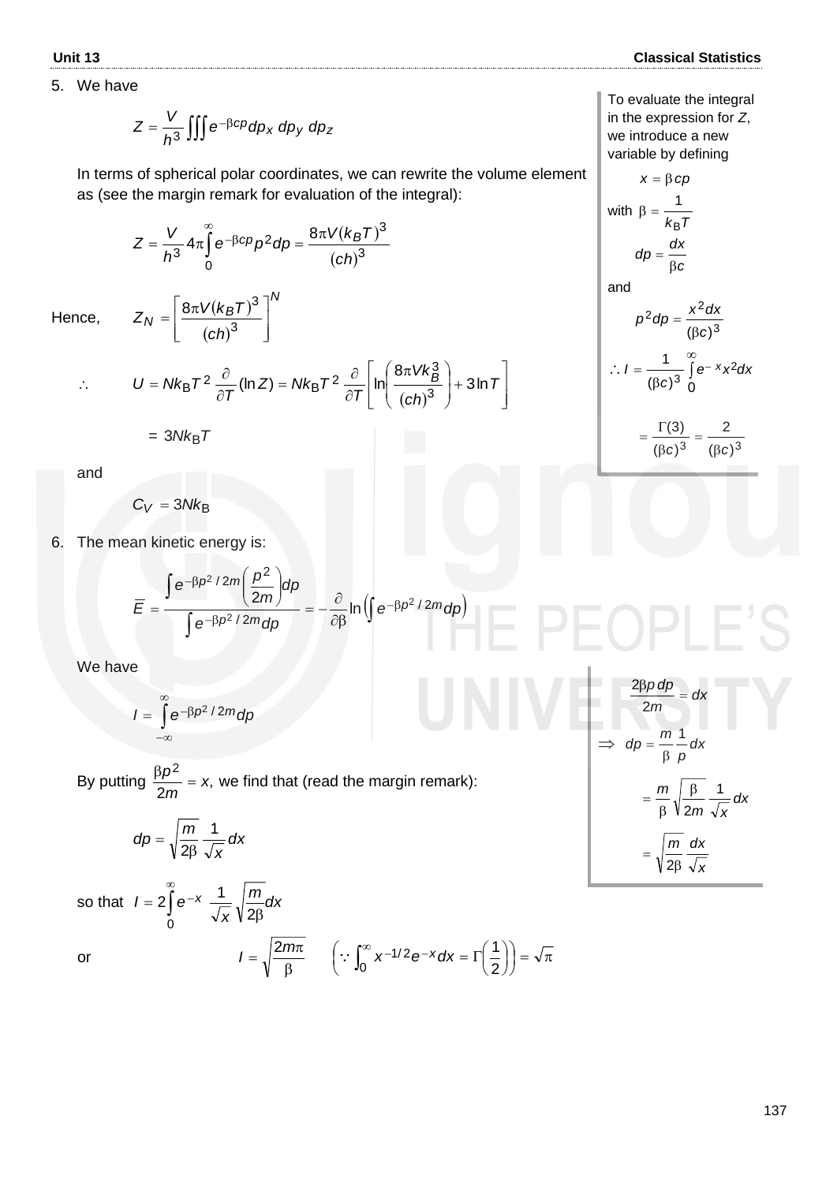5. We have

$$Z = \frac{V}{h^3} \iiint e^{-\beta cp} dp_x \, dp_y \, dp_z$$

In terms of spherical polar coordinates, we can rewrite the volume element as (see the margin remark for evaluation of the integral):

$$Z = \frac{V}{h^3} 4\pi \int_0^\infty e^{-\beta cp} p^2 dp = \frac{8\pi V (k_B T)^3}{(ch)^3}$$

Hence, $$Z_N = \left[ \frac{8\pi V (k_B T)^3}{(ch)^3} \right]^N$$

$$\therefore \quad U = Nk_B T^2 \frac{\partial}{\partial T} (\ln Z) = Nk_B T^2 \frac{\partial}{\partial T} \left[ \ln \left( \frac{8\pi V k_B^3}{(ch)^3} \right) + 3 \ln T \right]$$

$$= 3Nk_B T$$

and

$$C_V = 3Nk_B$$

To evaluate the integral in the expression for $Z$, we introduce a new variable by defining

$$x = \beta cp$$

with $\beta = \dfrac{1}{k_B T}$

$$dp = \frac{dx}{\beta c}$$

and

$$p^2 dp = \frac{x^2 dx}{(\beta c)^3}$$

$$\therefore I = \frac{1}{(\beta c)^3} \int_0^\infty e^{-x} x^2 dx$$

$$= \frac{\Gamma(3)}{(\beta c)^3} = \frac{2}{(\beta c)^3}$$

6. The mean kinetic energy is:

$$\overline{E} = \frac{\int e^{-\beta p^2/2m} \left( \frac{p^2}{2m} \right) dp}{\int e^{-\beta p^2/2m} dp} = -\frac{\partial}{\partial \beta} \ln \left( \int e^{-\beta p^2/2m} dp \right)$$

We have

$$I = \int_{-\infty}^{\infty} e^{-\beta p^2/2m} dp$$

By putting $\dfrac{\beta p^2}{2m} = x$, we find that (read the margin remark):

$$dp = \sqrt{\frac{m}{2\beta}} \frac{1}{\sqrt{x}} dx$$

so that $$I = 2 \int_0^\infty e^{-x} \frac{1}{\sqrt{x}} \sqrt{\frac{m}{2\beta}} dx$$

or $$I = \sqrt{\frac{2m\pi}{\beta}} \qquad \left( \because \int_0^\infty x^{-1/2} e^{-x} dx = \Gamma\left(\frac{1}{2}\right) \right) = \sqrt{\pi}$$

$$\frac{2\beta p \, dp}{2m} = dx$$

$$\Rightarrow \quad dp = \frac{m}{\beta} \frac{1}{p} dx$$

$$= \frac{m}{\beta} \sqrt{\frac{\beta}{2m}} \frac{1}{\sqrt{x}} dx$$

$$= \sqrt{\frac{m}{2\beta}} \frac{dx}{\sqrt{x}}$$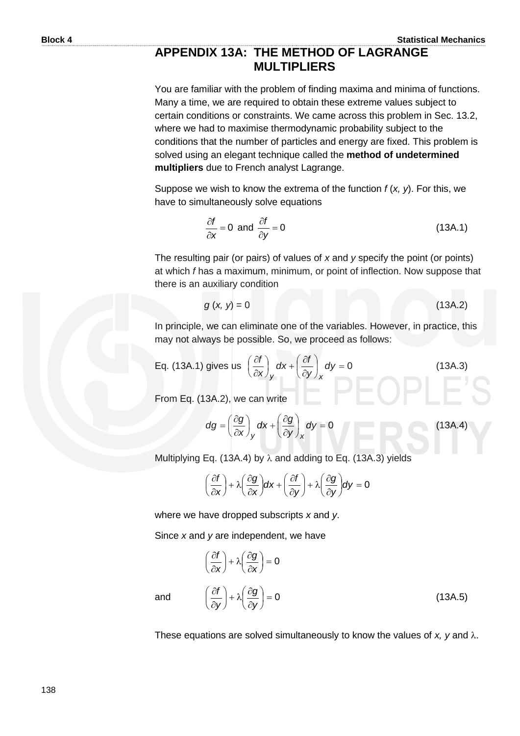# APPENDIX 13A: THE METHOD OF LAGRANGE MULTIPLIERS

You are familiar with the problem of finding maxima and minima of functions. Many a time, we are required to obtain these extreme values subject to certain conditions or constraints. We came across this problem in Sec. 13.2, where we had to maximise thermodynamic probability subject to the conditions that the number of particles and energy are fixed. This problem is solved using an elegant technique called the **method of undetermined multipliers** due to French analyst Lagrange.

Suppose we wish to know the extrema of the function $f(x, y)$. For this, we have to simultaneously solve equations

$$\frac{\partial f}{\partial x} = 0 \text{ and } \frac{\partial f}{\partial y} = 0 \tag{13A.1}$$

The resulting pair (or pairs) of values of $x$ and $y$ specify the point (or points) at which $f$ has a maximum, minimum, or point of inflection. Now suppose that there is an auxiliary condition

$$g(x, y) = 0 \tag{13A.2}$$

In principle, we can eliminate one of the variables. However, in practice, this may not always be possible. So, we proceed as follows:

Eq. (13A.1) gives us

$$\left(\frac{\partial f}{\partial x}\right)_y dx + \left(\frac{\partial f}{\partial y}\right)_x dy = 0 \tag{13A.3}$$

From Eq. (13A.2), we can write

$$dg = \left(\frac{\partial g}{\partial x}\right)_y dx + \left(\frac{\partial g}{\partial y}\right)_x dy = 0 \tag{13A.4}$$

Multiplying Eq. (13A.4) by $\lambda$ and adding to Eq. (13A.3) yields

$$\left(\frac{\partial f}{\partial x}\right) + \lambda\left(\frac{\partial g}{\partial x}\right)dx + \left(\frac{\partial f}{\partial y}\right) + \lambda\left(\frac{\partial g}{\partial y}\right)dy = 0$$

where we have dropped subscripts $x$ and $y$.

Since $x$ and $y$ are independent, we have

$$\left(\frac{\partial f}{\partial x}\right) + \lambda\left(\frac{\partial g}{\partial x}\right) = 0$$

and

$$\left(\frac{\partial f}{\partial y}\right) + \lambda\left(\frac{\partial g}{\partial y}\right) = 0 \tag{13A.5}$$

These equations are solved simultaneously to know the values of $x$, $y$ and $\lambda$.